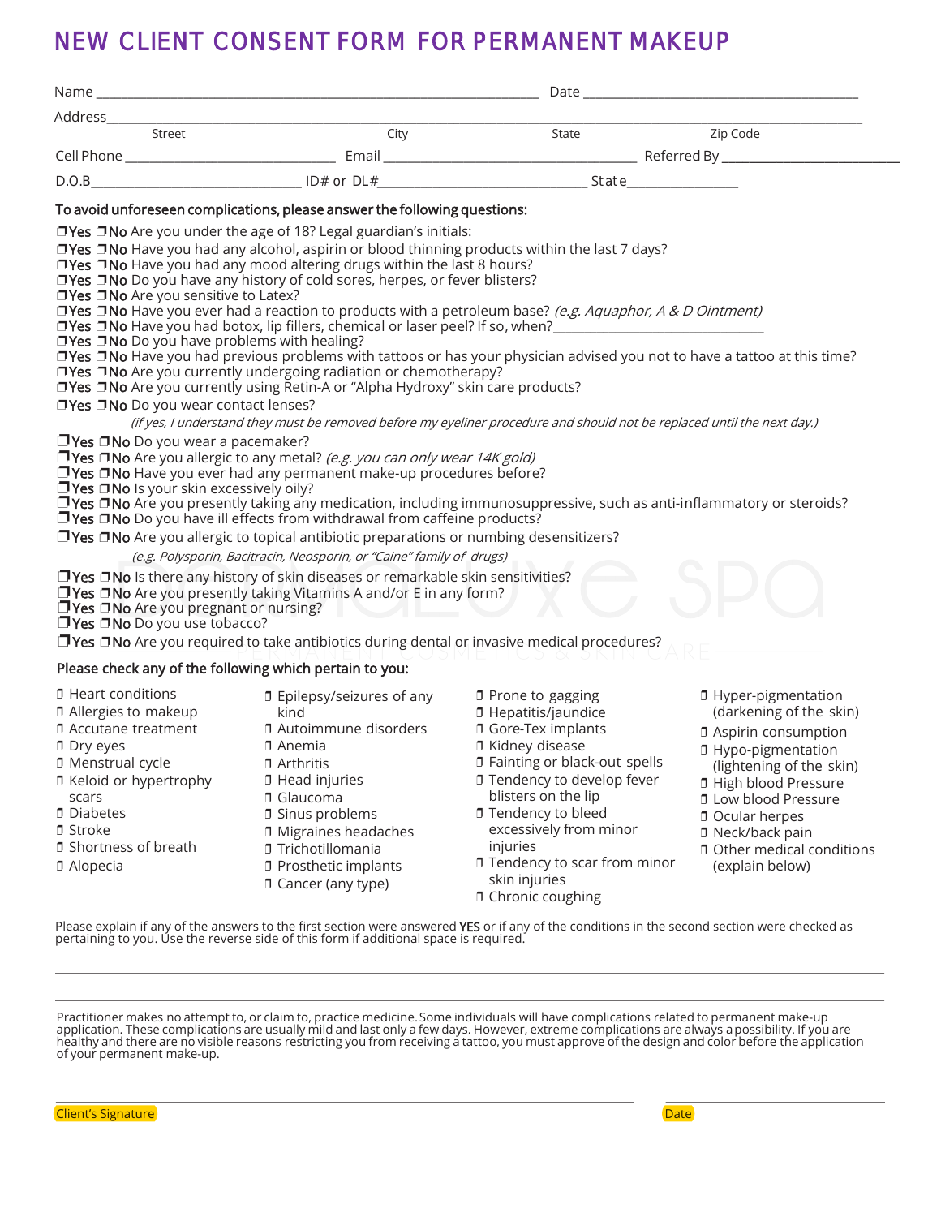# NEW CLIENT CONSENT FORM FOR PERMANENT MAKEUP

Name ______________________________________________ Date ______________________________

Address_______________________________________________________________________________

Street City State Zip Code

Cell Phone ________________________ Email ___________________________ Referred By _______________________

D.O.B________________________ ID# or DL#_________________________ State_____________

**To avoid unforeseen complications, please answer the following questions:**

- ❒Yes ❒No Are you under the age of 18? Legal guardian's initials:
- ❒Yes ❒No Have you had any alcohol, aspirin or blood thinning products within the last 7 days?
- ❒Yes ❒No Have you had any mood altering drugs within the last 8 hours?
- ❒Yes ❒No Do you have any history of cold sores, herpes, or fever blisters?
- ❒Yes ❒No Are you sensitive to Latex?
- ❒Yes ❒No Have you ever had a reaction to products with a petroleum base? *(e.g. Aquaphor, A & D Ointment)*
- ❒Yes ❒No Have you had botox, lip fillers, chemical or laser peel? If so, when?_____________________________
- ❒Yes ❒No Do you have problems with healing?
- ❒Yes ❒No Have you had previous problems with tattoos or has your physician advised you not to have a tattoo at this time?
- ❒Yes ❒No Are you currently undergoing radiation or chemotherapy?
- ❒Yes ❒No Are you currently using Retin-A or "Alpha Hydroxy" skin care products?
- ❒Yes ❒No Do you wear contact lenses?
  *(if yes, I understand they must be removed before my eyeliner procedure and should not be replaced until the next day.)*
- ❒Yes ❒No Do you wear a pacemaker?
- ❒Yes ❒No Are you allergic to any metal? *(e.g. you can only wear 14K gold)*
- ❒Yes ❒No Have you ever had any permanent make-up procedures before?
- ❒Yes ❒No Is your skin excessively oily?
- ❒Yes ❒No Are you presently taking any medication, including immunosuppressive, such as anti-inflammatory or steroids?
- ❒Yes ❒No Do you have ill effects from withdrawal from caffeine products?
- ❒Yes ❒No Are you allergic to topical antibiotic preparations or numbing desensitizers?
  *(e.g. Polysporin, Bacitracin, Neosporin, or "Caine" family of drugs)*
- ❒Yes ❒No Is there any history of skin diseases or remarkable skin sensitivities?
- ❒Yes ❒No Are you presently taking Vitamins A and/or E in any form?
- ❒Yes ❒No Are you pregnant or nursing?
- ❒Yes ❒No Do you use tobacco?
- ❒Yes ❒No Are you required to take antibiotics during dental or invasive medical procedures?

**Please check any of the following which pertain to you:**

- ❒ Heart conditions
- ❒ Allergies to makeup
- ❒ Accutane treatment
- ❒ Dry eyes
- ❒ Menstrual cycle
- ❒ Keloid or hypertrophy scars
- ❒ Diabetes
- ❒ Stroke
- ❒ Shortness of breath
- ❒ Alopecia
- ❒ Epilepsy/seizures of any kind
- ❒ Autoimmune disorders
- ❒ Anemia
- ❒ Arthritis
- ❒ Head injuries
- ❒ Glaucoma
- ❒ Sinus problems
- ❒ Migraines headaches
- ❒ Trichotillomania
- ❒ Prosthetic implants
- ❒ Cancer (any type)
- ❒ Prone to gagging
- ❒ Hepatitis/jaundice
- ❒ Gore-Tex implants
- ❒ Kidney disease
- ❒ Fainting or black-out spells
- ❒ Tendency to develop fever blisters on the lip
- ❒ Tendency to bleed excessively from minor injuries
- ❒ Tendency to scar from minor skin injuries
- ❒ Chronic coughing
- ❒ Hyper-pigmentation (darkening of the skin)
- ❒ Aspirin consumption
- ❒ Hypo-pigmentation (lightening of the skin)
- ❒ High blood Pressure
- ❒ Low blood Pressure
- ❒ Ocular herpes
- ❒ Neck/back pain
- ❒ Other medical conditions (explain below)

Please explain if any of the answers to the first section were answered **YES** or if any of the conditions in the second section were checked as pertaining to you. Use the reverse side of this form if additional space is required.

_______________________________________________________________________________

_______________________________________________________________________________

Practitioner makes no attempt to, or claim to, practice medicine. Some individuals will have complications related to permanent make-up application. These complications are usually mild and last only a few days. However, extreme complications are always a possibility. If you are healthy and there are no visible reasons restricting you from receiving a tattoo, you must approve of the design and color before the application of your permanent make-up.

_______________________________________________ ______________________

Client's Signature Date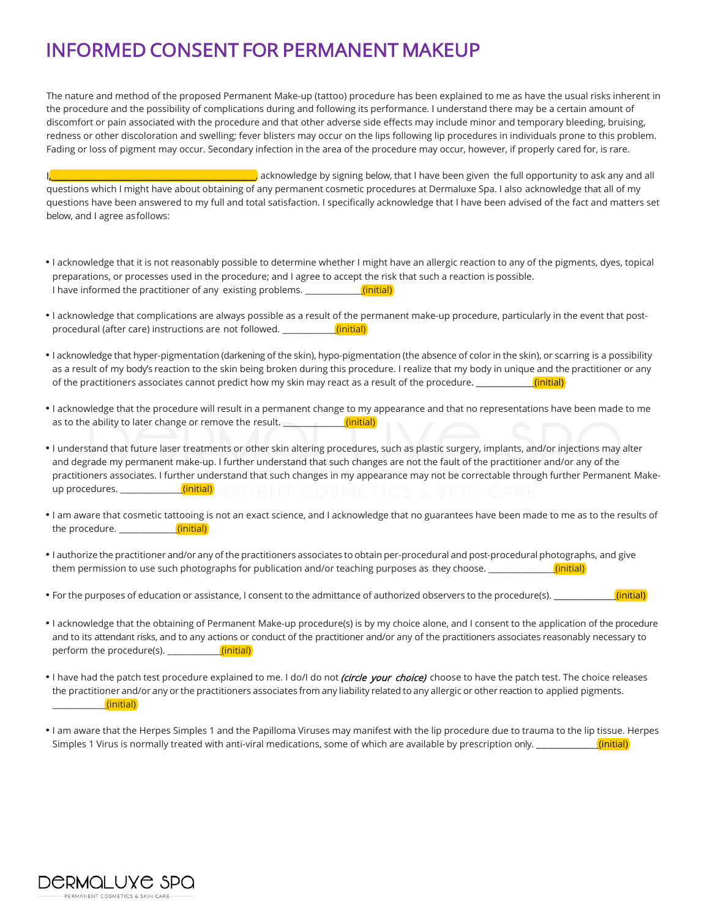# INFORMED CONSENT FOR PERMANENT MAKEUP

The nature and method of the proposed Permanent Make-up (tattoo) procedure has been explained to me as have the usual risks inherent in the procedure and the possibility of complications during and following its performance. I understand there may be a certain amount of discomfort or pain associated with the procedure and that other adverse side effects may include minor and temporary bleeding, bruising, redness or other discoloration and swelling; fever blisters may occur on the lips following lip procedures in individuals prone to this problem. Fading or loss of pigment may occur. Secondary infection in the area of the procedure may occur, however, if properly cared for, is rare.

I,_______________________________________, acknowledge by signing below, that I have been given the full opportunity to ask any and all questions which I might have about obtaining of any permanent cosmetic procedures at Dermaluxe Spa. I also acknowledge that all of my questions have been answered to my full and total satisfaction. I specifically acknowledge that I have been advised of the fact and matters set below, and I agree as follows:

- I acknowledge that it is not reasonably possible to determine whether I might have an allergic reaction to any of the pigments, dyes, topical preparations, or processes used in the procedure; and I agree to accept the risk that such a reaction is possible. I have informed the practitioner of any existing problems. ____________(initial)
- I acknowledge that complications are always possible as a result of the permanent make-up procedure, particularly in the event that post-procedural (after care) instructions are not followed. ____________(initial)
- I acknowledge that hyper-pigmentation (darkening of the skin), hypo-pigmentation (the absence of color in the skin), or scarring is a possibility as a result of my body's reaction to the skin being broken during this procedure. I realize that my body in unique and the practitioner or any of the practitioners associates cannot predict how my skin may react as a result of the procedure. ____________(initial)
- I acknowledge that the procedure will result in a permanent change to my appearance and that no representations have been made to me as to the ability to later change or remove the result. ____________(initial)
- I understand that future laser treatments or other skin altering procedures, such as plastic surgery, implants, and/or injections may alter and degrade my permanent make-up. I further understand that such changes are not the fault of the practitioner and/or any of the practitioners associates. I further understand that such changes in my appearance may not be correctable through further Permanent Make-up procedures. ____________(initial)
- I am aware that cosmetic tattooing is not an exact science, and I acknowledge that no guarantees have been made to me as to the results of the procedure. ____________(initial)
- I authorize the practitioner and/or any of the practitioners associates to obtain per-procedural and post-procedural photographs, and give them permission to use such photographs for publication and/or teaching purposes as they choose. ____________(initial)
- For the purposes of education or assistance, I consent to the admittance of authorized observers to the procedure(s). ____________(initial)
- I acknowledge that the obtaining of Permanent Make-up procedure(s) is by my choice alone, and I consent to the application of the procedure and to its attendant risks, and to any actions or conduct of the practitioner and/or any of the practitioners associates reasonably necessary to perform the procedure(s). ____________(initial)
- I have had the patch test procedure explained to me. I do/I do not ***(circle your choice)*** choose to have the patch test. The choice releases the practitioner and/or any or the practitioners associates from any liability related to any allergic or other reaction to applied pigments. ____________(initial)
- I am aware that the Herpes Simples 1 and the Papilloma Viruses may manifest with the lip procedure due to trauma to the lip tissue. Herpes Simples 1 Virus is normally treated with anti-viral medications, some of which are available by prescription only. ____________(initial)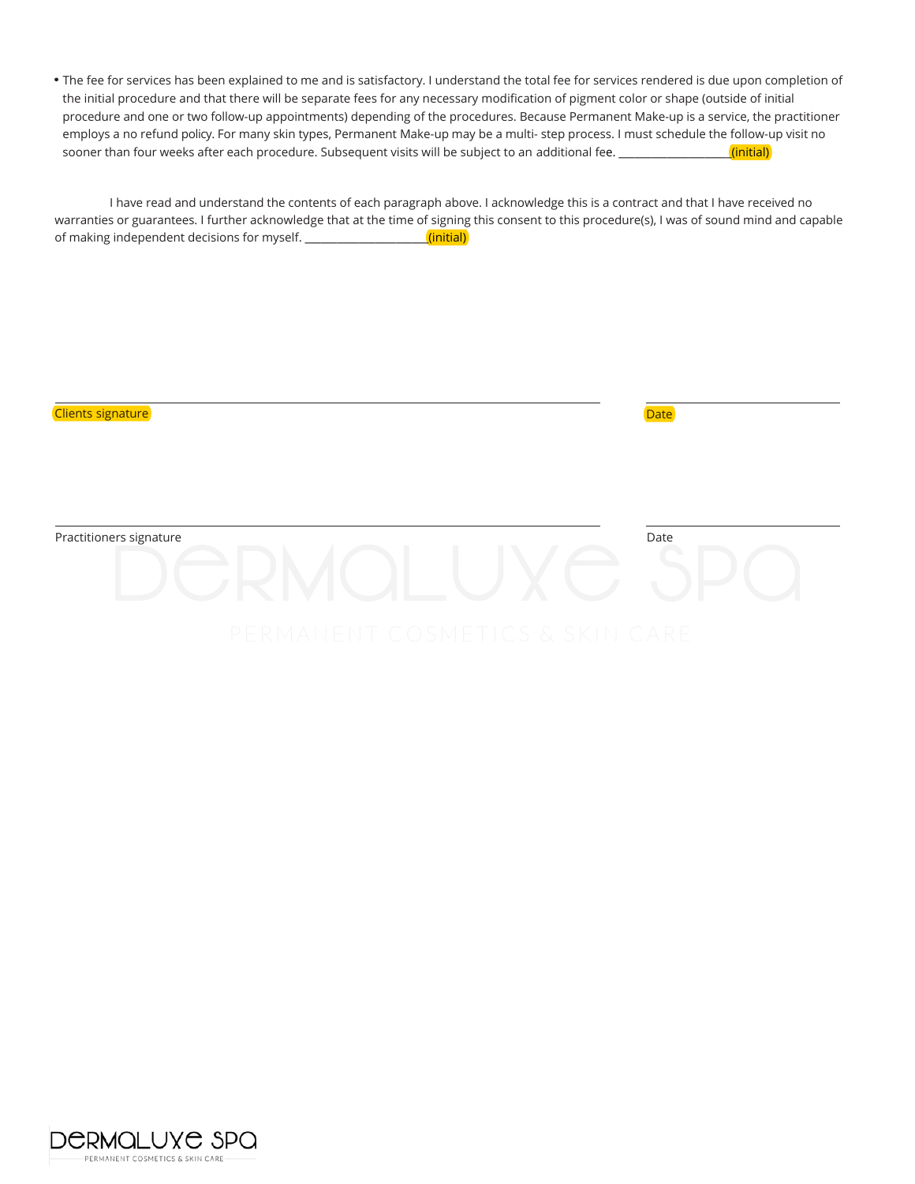- The fee for services has been explained to me and is satisfactory. I understand the total fee for services rendered is due upon completion of the initial procedure and that there will be separate fees for any necessary modification of pigment color or shape (outside of initial procedure and one or two follow-up appointments) depending of the procedures. Because Permanent Make-up is a service, the practitioner employs a no refund policy. For many skin types, Permanent Make-up may be a multi- step process. I must schedule the follow-up visit no sooner than four weeks after each procedure. Subsequent visits will be subject to an additional fee. ___________________(initial)

I have read and understand the contents of each paragraph above. I acknowledge this is a contract and that I have received no warranties or guarantees. I further acknowledge that at the time of signing this consent to this procedure(s), I was of sound mind and capable of making independent decisions for myself. ____________________(initial)

______________________________________________ ____________________

Clients signature Date

______________________________________________ ____________________

Practitioners signature Date